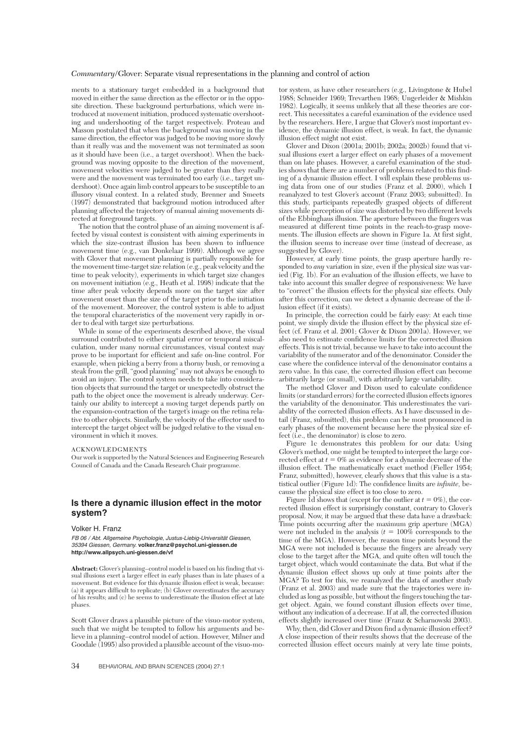ments to a stationary target embedded in a background that moved in either the same direction as the effector or in the opposite direction. These background perturbations, which were introduced at movement initiation, produced systematic overshooting and undershooting of the target respectively. Proteau and Masson postulated that when the background was moving in the same direction, the effector was judged to be moving more slowly than it really was and the movement was not terminated as soon as it should have been (i.e., a target overshoot). When the background was moving opposite to the direction of the movement, movement velocities were judged to be greater than they really were and the movement was terminated too early (i.e., target undershoot). Once again limb control appears to be susceptible to an illusory visual context. In a related study, Brenner and Smeets (1997) demonstrated that background motion introduced after planning affected the trajectory of manual aiming movements directed at foreground targets.

The notion that the control phase of an aiming movement is affected by visual context is consistent with aiming experiments in which the size-contrast illusion has been shown to influence movement time (e.g., van Donkelaar 1999). Although we agree with Glover that movement planning is partially responsible for the movement time-target size relation (e.g., peak velocity and the time to peak velocity), experiments in which target size changes on movement initiation (e.g., Heath et al. 1998) indicate that the time after peak velocity depends more on the target size after movement onset than the size of the target prior to the initiation of the movement. Moreover, the control system is able to adjust the temporal characteristics of the movement very rapidly in order to deal with target size perturbations.

While in some of the experiments described above, the visual surround contributed to either spatial error or temporal miscalculation, under many normal circumstances, visual context may prove to be important for efficient and safe on-line control. For example, when picking a berry from a thorny bush, or removing a steak from the grill, "good planning" may not always be enough to avoid an injury. The control system needs to take into consideration objects that surround the target or unexpectedly obstruct the path to the object once the movement is already underway. Certainly our ability to intercept a moving target depends partly on the expansion-contraction of the target's image on the retina relative to other objects. Similarly, the velocity of the effector used to intercept the target object will be judged relative to the visual environment in which it moves.

ACKNOWLEDGMENTS

Our work is supported by the Natural Sciences and Engineering Research Council of Canada and the Canada Research Chair programme.

## Is there a dynamic illusion effect in the motor system?

Volker H. Franz

*FB 06 / Abt. Allgemeine Psychologie, Justus-Liebig-Universität Giessen, 35394 Giessen, Germany.* **volker.franz@psychol.uni-giessen.de**
**http://www.allpsych.uni-giessen.de/vf**

**Abstract:** Glover's planning–control model is based on his finding that visual illusions exert a larger effect in early phases than in late phases of a movement. But evidence for this dynamic illusion effect is weak, because: (a) it appears difficult to replicate; (b) Glover overestimates the accuracy of his results; and (c) he seems to underestimate the illusion effect at late phases.

Scott Glover draws a plausible picture of the visuo-motor system, such that we might be tempted to follow his arguments and believe in a planning–control model of action. However, Milner and Goodale (1995) also provided a plausible account of the visuo-motor system, as have other researchers (e.g., Livingstone & Hubel 1988; Schneider 1969; Trevarthen 1968; Ungerleider & Mishkin 1982). Logically, it seems unlikely that all these theories are correct. This necessitates a careful examination of the evidence used by the researchers. Here, I argue that Glover's most important evidence, the dynamic illusion effect, is weak. In fact, the dynamic illusion effect might not exist.

Glover and Dixon (2001a; 2001b; 2002a; 2002b) found that visual illusions exert a larger effect on early phases of a movement than on late phases. However, a careful examination of the studies shows that there are a number of problems related to this finding of a dynamic illusion effect. I will explain these problems using data from one of our studies (Franz et al. 2000), which I reanalyzed to test Glover's account (Franz 2003; submitted). In this study, participants repeatedly grasped objects of different sizes while perception of size was distorted by two different levels of the Ebbinghaus illusion. The aperture between the fingers was measured at different time points in the reach-to-grasp movements. The illusion effects are shown in Figure 1a. At first sight, the illusion seems to increase over time (instead of decrease, as suggested by Glover).

However, at early time points, the grasp aperture hardly responded to *any* variation in size, even if the physical size was varied (Fig. 1b). For an evaluation of the illusion effects, we have to take into account this smaller degree of responsiveness: We have to "correct" the illusion effects for the physical size effects. Only after this correction, can we detect a dynamic decrease of the illusion effect (if it exists).

In principle, the correction could be fairly easy: At each time point, we simply divide the illusion effect by the physical size effect (cf. Franz et al. 2001; Glover & Dixon 2001a). However, we also need to estimate confidence limits for the corrected illusion effects. This is not trivial, because we have to take into account the variability of the numerator and of the denominator. Consider the case where the confidence interval of the denominator contains a zero value. In this case, the corrected illusion effect can become arbitrarily large (or small), with arbitrarily large variability.

The method Glover and Dixon used to calculate confidence limits (or standard errors) for the corrected illusion effects ignores the variability of the denominator. This underestimates the variability of the corrected illusion effects. As I have discussed in detail (Franz, submitted), this problem can be most pronounced in early phases of the movement because here the physical size effect (i.e., the denominator) is close to zero.

Figure 1c demonstrates this problem for our data: Using Glover's method, one might be tempted to interpret the large corrected effect at $t = 0\%$ as evidence for a dynamic decrease of the illusion effect. The mathematically exact method (Fieller 1954; Franz, submitted), however, clearly shows that this value is a statistical outlier (Figure 1d): The confidence limits are *infinite*, because the physical size effect is too close to zero.

Figure 1d shows that (except for the outlier at $t = 0\%$), the corrected illusion effect is surprisingly constant, contrary to Glover's proposal. Now, it may be argued that these data have a drawback: Time points occurring after the maximum grip aperture (MGA) were not included in the analysis ($t = 100\%$ corresponds to the time of the MGA). However, the reason time points beyond the MGA were not included is because the fingers are already very close to the target after the MGA, and quite often will touch the target object, which would contaminate the data. But what if the dynamic illusion effect shows up only at time points after the MGA? To test for this, we reanalyzed the data of another study (Franz et al. 2003) and made sure that the trajectories were included as long as possible, but without the fingers touching the target object. Again, we found constant illusion effects over time, without any indication of a decrease. If at all, the corrected illusion effects slightly increased over time (Franz & Scharnowski 2003).

Why, then, did Glover and Dixon find a dynamic illusion effect? A close inspection of their results shows that the decrease of the corrected illusion effect occurs mainly at very late time points,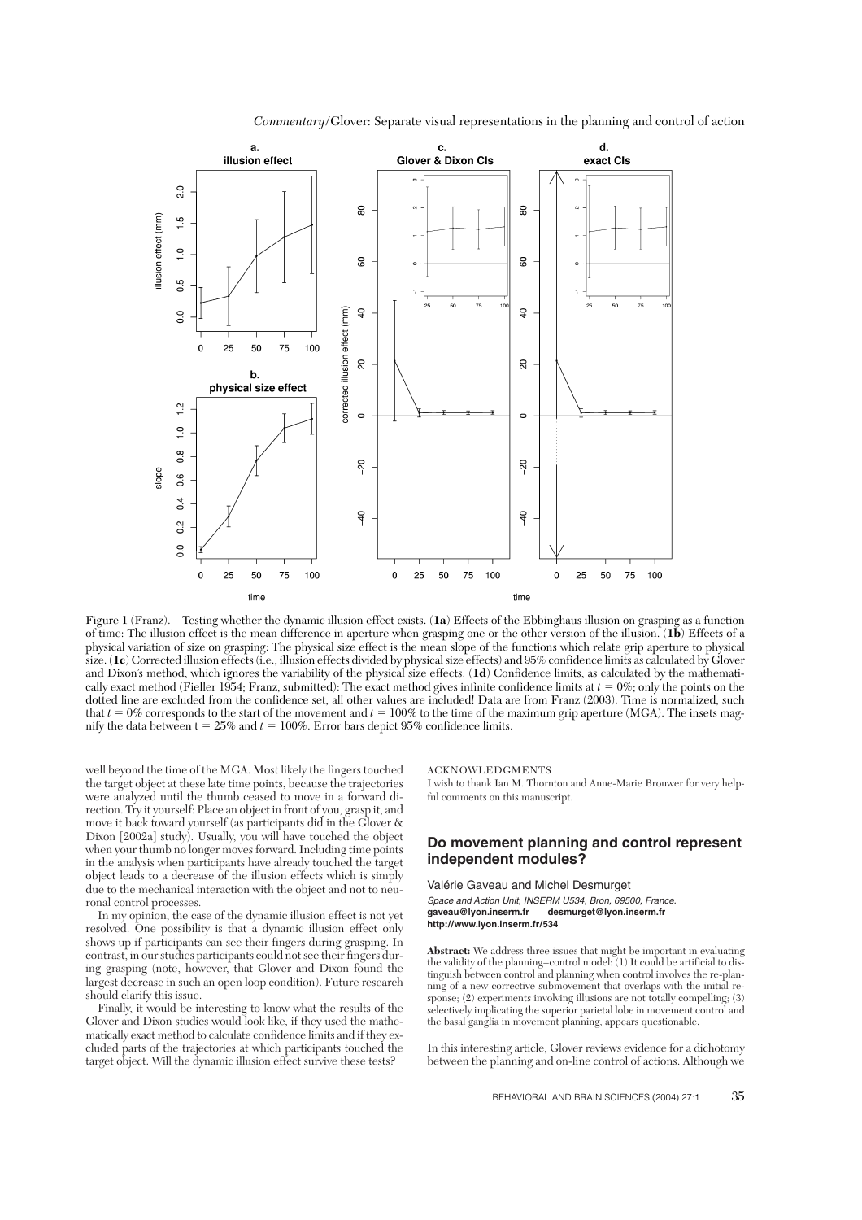a. illusion effect

illusion effect (mm)

0.0 0.5 1.0 1.5 2.0

0 25 50 75 100

b. physical size effect

slope

0.0 0.2 0.4 0.6 0.8 1.0 1.2

0 25 50 75 100

c. Glover & Dixon CIs

corrected illusion effect (mm)

−40 −20 0 20 40 60 80

0 25 50 75 100

d. exact CIs

−40 −20 0 20 40 60 80

0 25 50 75 100

time

Figure 1 (Franz). Testing whether the dynamic illusion effect exists. (**1a**) Effects of the Ebbinghaus illusion on grasping as a function of time: The illusion effect is the mean difference in aperture when grasping one or the other version of the illusion. (**1b**) Effects of a physical variation of size on grasping: The physical size effect is the mean slope of the functions which relate grip aperture to physical size. (**1c**) Corrected illusion effects (i.e., illusion effects divided by physical size effects) and 95% confidence limits as calculated by Glover and Dixon's method, which ignores the variability of the physical size effects. (**1d**) Confidence limits, as calculated by the mathematically exact method (Fieller 1954; Franz, submitted): The exact method gives infinite confidence limits at $t = 0\%$; only the points on the dotted line are excluded from the confidence set, all other values are included! Data are from Franz (2003). Time is normalized, such that $t = 0\%$ corresponds to the start of the movement and $t = 100\%$ to the time of the maximum grip aperture (MGA). The insets magnify the data between $t = 25\%$ and $t = 100\%$. Error bars depict 95% confidence limits.

well beyond the time of the MGA. Most likely the fingers touched the target object at these late time points, because the trajectories were analyzed until the thumb ceased to move in a forward direction. Try it yourself: Place an object in front of you, grasp it, and move it back toward yourself (as participants did in the Glover & Dixon [2002a] study). Usually, you will have touched the object when your thumb no longer moves forward. Including time points in the analysis when participants have already touched the target object leads to a decrease of the illusion effects which is simply due to the mechanical interaction with the object and not to neuronal control processes.

In my opinion, the case of the dynamic illusion effect is not yet resolved. One possibility is that a dynamic illusion effect only shows up if participants can see their fingers during grasping. In contrast, in our studies participants could not see their fingers during grasping (note, however, that Glover and Dixon found the largest decrease in such an open loop condition). Future research should clarify this issue.

Finally, it would be interesting to know what the results of the Glover and Dixon studies would look like, if they used the mathematically exact method to calculate confidence limits and if they excluded parts of the trajectories at which participants touched the target object. Will the dynamic illusion effect survive these tests?

ACKNOWLEDGMENTS

I wish to thank Ian M. Thornton and Anne-Marie Brouwer for very helpful comments on this manuscript.

## Do movement planning and control represent independent modules?

Valérie Gaveau and Michel Desmurget

*Space and Action Unit, INSERM U534, Bron, 69500, France.*
**gaveau@lyon.inserm.fr desmurget@lyon.inserm.fr**
**http://www.lyon.inserm.fr/534**

**Abstract:** We address three issues that might be important in evaluating the validity of the planning–control model: (1) It could be artificial to distinguish between control and planning when control involves the re-planning of a new corrective submovement that overlaps with the initial response; (2) experiments involving illusions are not totally compelling; (3) selectively implicating the superior parietal lobe in movement control and the basal ganglia in movement planning, appears questionable.

In this interesting article, Glover reviews evidence for a dichotomy between the planning and on-line control of actions. Although we